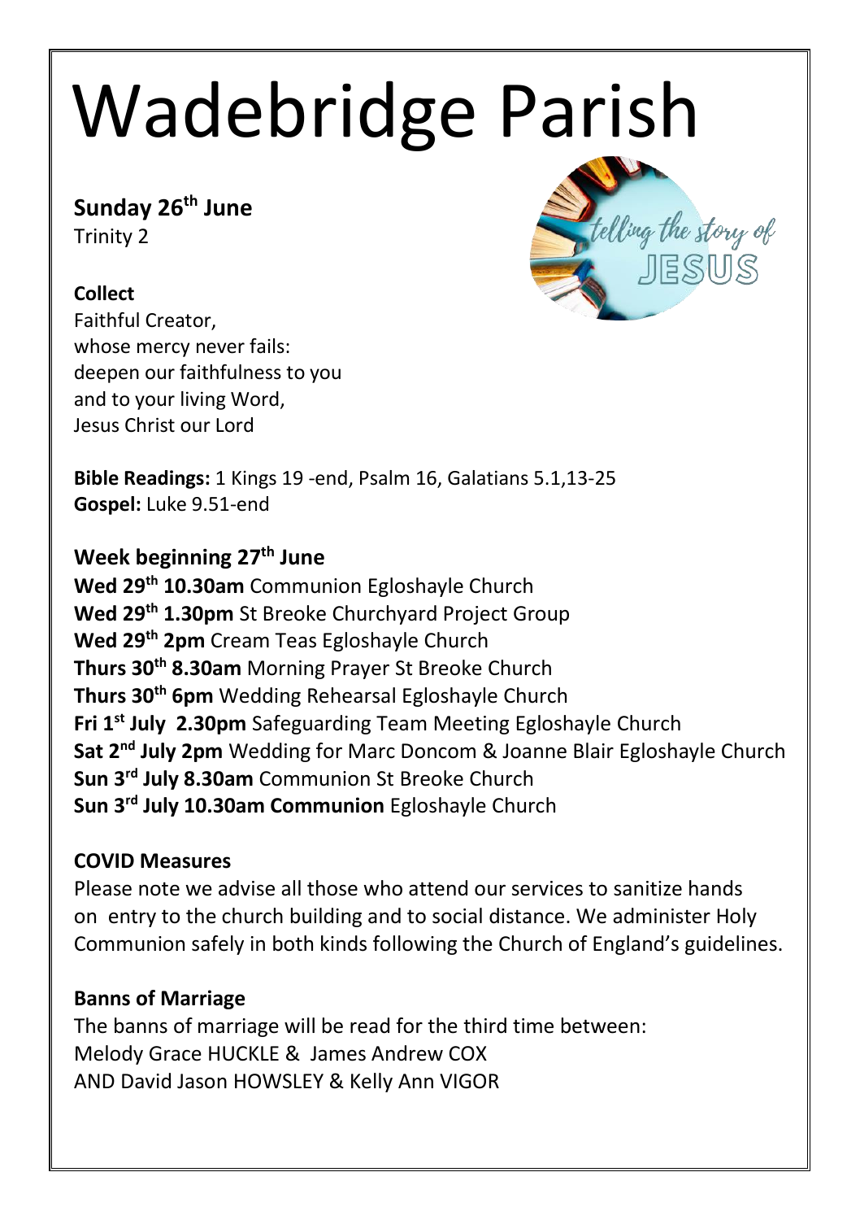# Wadebridge Parish

**Sunday 26th June**
Trinity 2

**Collect**
Faithful Creator,
whose mercy never fails:
deepen our faithfulness to you
and to your living Word,
Jesus Christ our Lord

**Bible Readings:** 1 Kings 19 -end, Psalm 16, Galatians 5.1,13-25
**Gospel:** Luke 9.51-end

**Week beginning 27th June**
**Wed 29th 10.30am** Communion Egloshayle Church
**Wed 29th 1.30pm** St Breoke Churchyard Project Group
**Wed 29th 2pm** Cream Teas Egloshayle Church
**Thurs 30th 8.30am** Morning Prayer St Breoke Church
**Thurs 30th 6pm** Wedding Rehearsal Egloshayle Church
**Fri 1st July 2.30pm** Safeguarding Team Meeting Egloshayle Church
**Sat 2nd July 2pm** Wedding for Marc Doncom & Joanne Blair Egloshayle Church
**Sun 3rd July 8.30am** Communion St Breoke Church
**Sun 3rd July 10.30am Communion** Egloshayle Church

**COVID Measures**
Please note we advise all those who attend our services to sanitize hands on entry to the church building and to social distance. We administer Holy Communion safely in both kinds following the Church of England's guidelines.

**Banns of Marriage**
The banns of marriage will be read for the third time between:
Melody Grace HUCKLE & James Andrew COX
AND David Jason HOWSLEY & Kelly Ann VIGOR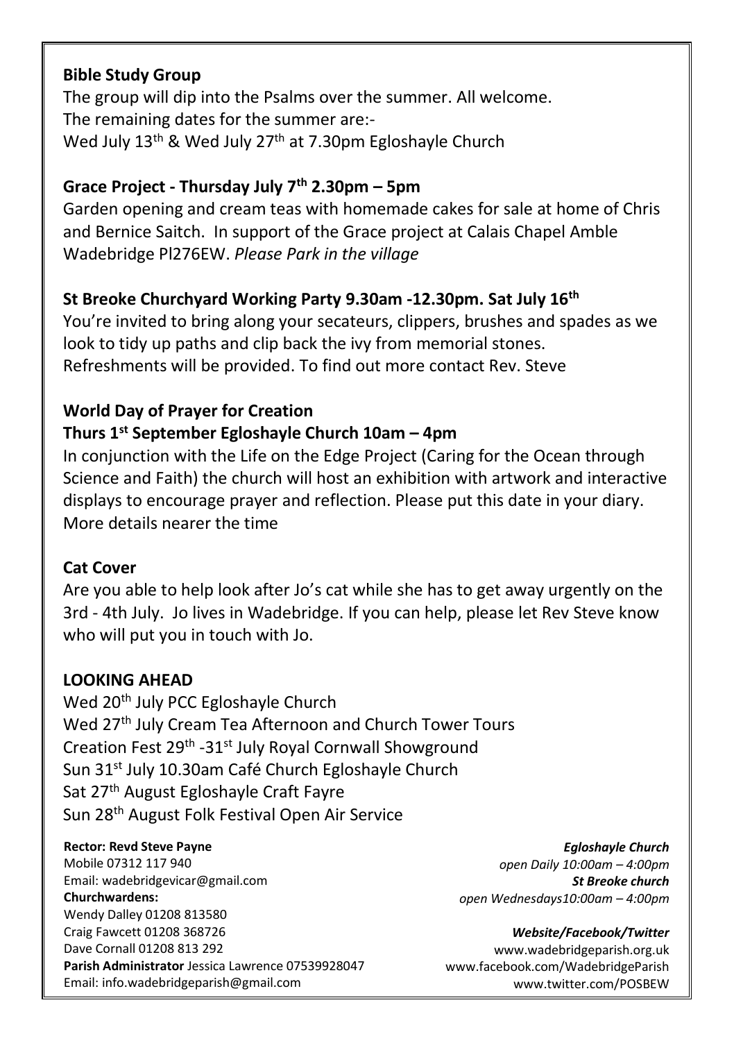**Bible Study Group**

The group will dip into the Psalms over the summer. All welcome.
The remaining dates for the summer are:-
Wed July 13th & Wed July 27th at 7.30pm Egloshayle Church

**Grace Project - Thursday July 7th 2.30pm – 5pm**

Garden opening and cream teas with homemade cakes for sale at home of Chris and Bernice Saitch. In support of the Grace project at Calais Chapel Amble Wadebridge Pl276EW. *Please Park in the village*

**St Breoke Churchyard Working Party 9.30am -12.30pm. Sat July 16th**

You're invited to bring along your secateurs, clippers, brushes and spades as we look to tidy up paths and clip back the ivy from memorial stones. Refreshments will be provided. To find out more contact Rev. Steve

**World Day of Prayer for Creation**
**Thurs 1st September Egloshayle Church 10am – 4pm**

In conjunction with the Life on the Edge Project (Caring for the Ocean through Science and Faith) the church will host an exhibition with artwork and interactive displays to encourage prayer and reflection. Please put this date in your diary. More details nearer the time

**Cat Cover**

Are you able to help look after Jo's cat while she has to get away urgently on the 3rd - 4th July. Jo lives in Wadebridge. If you can help, please let Rev Steve know who will put you in touch with Jo.

**LOOKING AHEAD**

Wed 20th July PCC Egloshayle Church
Wed 27th July Cream Tea Afternoon and Church Tower Tours
Creation Fest 29th -31st July Royal Cornwall Showground
Sun 31st July 10.30am Café Church Egloshayle Church
Sat 27th August Egloshayle Craft Fayre
Sun 28th August Folk Festival Open Air Service

**Rector: Revd Steve Payne**
Mobile 07312 117 940
Email: wadebridgevicar@gmail.com
**Churchwardens:**
Wendy Dalley 01208 813580
Craig Fawcett 01208 368726
Dave Cornall 01208 813 292
**Parish Administrator** Jessica Lawrence 07539928047
Email: info.wadebridgeparish@gmail.com

***Egloshayle Church***
*open Daily 10:00am – 4:00pm*
***St Breoke church***
*open Wednesdays10:00am – 4:00pm*

***Website/Facebook/Twitter***
www.wadebridgeparish.org.uk
www.facebook.com/WadebridgeParish
www.twitter.com/POSBEW